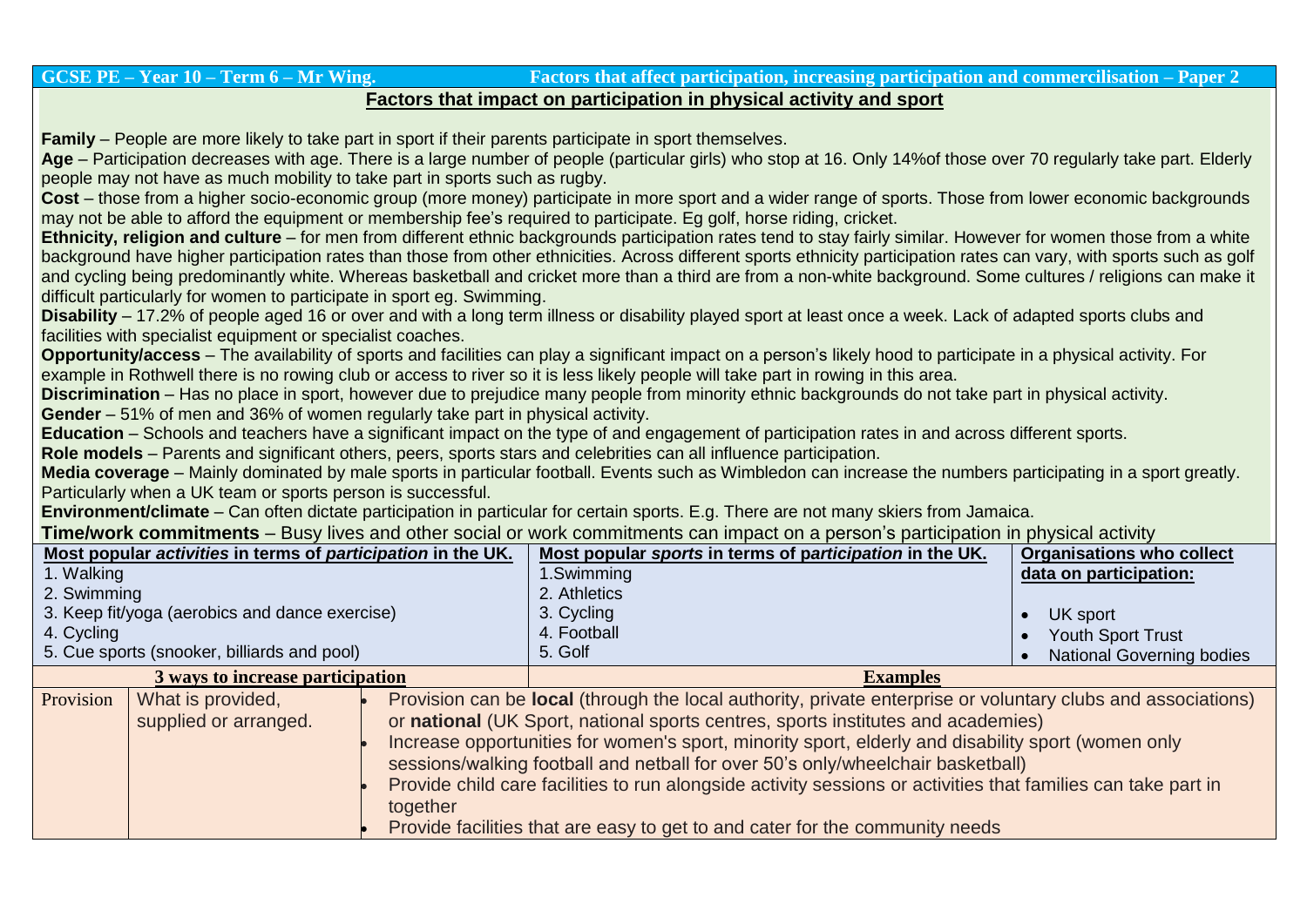**GCSE PE – Year 10 – Term 6 – Mr Wing.** **Factors that affect participation, increasing participation and commercialisation – Paper 2**

## Factors that impact on participation in physical activity and sport

**Family** – People are more likely to take part in sport if their parents participate in sport themselves.

**Age** – Participation decreases with age. There is a large number of people (particular girls) who stop at 16. Only 14%of those over 70 regularly take part. Elderly people may not have as much mobility to take part in sports such as rugby.

**Cost** – those from a higher socio-economic group (more money) participate in more sport and a wider range of sports. Those from lower economic backgrounds may not be able to afford the equipment or membership fee's required to participate. Eg golf, horse riding, cricket.

**Ethnicity, religion and culture** – for men from different ethnic backgrounds participation rates tend to stay fairly similar. However for women those from a white background have higher participation rates than those from other ethnicities. Across different sports ethnicity participation rates can vary, with sports such as golf and cycling being predominantly white. Whereas basketball and cricket more than a third are from a non-white background. Some cultures / religions can make it difficult particularly for women to participate in sport eg. Swimming.

**Disability** – 17.2% of people aged 16 or over and with a long term illness or disability played sport at least once a week. Lack of adapted sports clubs and facilities with specialist equipment or specialist coaches.

**Opportunity/access** – The availability of sports and facilities can play a significant impact on a person's likely hood to participate in a physical activity. For example in Rothwell there is no rowing club or access to river so it is less likely people will take part in rowing in this area.

**Discrimination** – Has no place in sport, however due to prejudice many people from minority ethnic backgrounds do not take part in physical activity.

**Gender** – 51% of men and 36% of women regularly take part in physical activity.

**Education** – Schools and teachers have a significant impact on the type of and engagement of participation rates in and across different sports.

**Role models** – Parents and significant others, peers, sports stars and celebrities can all influence participation.

**Media coverage** – Mainly dominated by male sports in particular football. Events such as Wimbledon can increase the numbers participating in a sport greatly. Particularly when a UK team or sports person is successful.

**Environment/climate** – Can often dictate participation in particular for certain sports. E.g. There are not many skiers from Jamaica.

**Time/work commitments** – Busy lives and other social or work commitments can impact on a person's participation in physical activity

| Most popular *activities* in terms of *participation* in the UK. | Most popular *sports* in terms of p*articipation* in the UK. | Organisations who collect data on participation: |
|---|---|---|
| 1. Walking<br>2. Swimming<br>3. Keep fit/yoga (aerobics and dance exercise)<br>4. Cycling<br>5. Cue sports (snooker, billiards and pool) | 1.Swimming<br>2. Athletics<br>3. Cycling<br>4. Football<br>5. Golf | • UK sport<br>• Youth Sport Trust<br>• National Governing bodies |

| 3 ways to increase participation | | Examples |
|---|---|---|
| Provision | What is provided, supplied or arranged. | • Provision can be **local** (through the local authority, private enterprise or voluntary clubs and associations) or **national** (UK Sport, national sports centres, sports institutes and academies)<br>• Increase opportunities for women's sport, minority sport, elderly and disability sport (women only sessions/walking football and netball for over 50's only/wheelchair basketball)<br>• Provide child care facilities to run alongside activity sessions or activities that families can take part in together<br>• Provide facilities that are easy to get to and cater for the community needs |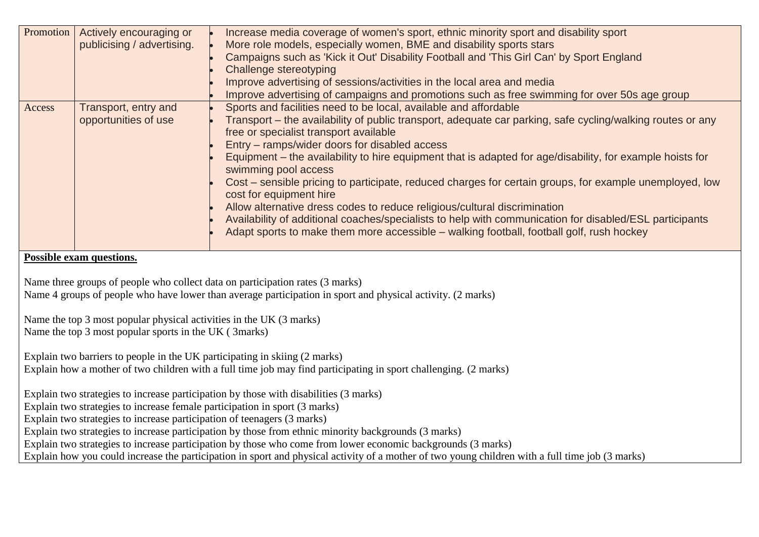| | | |
|---|---|---|
| Promotion | Actively encouraging or publicising / advertising. | • Increase media coverage of women's sport, ethnic minority sport and disability sport<br>• More role models, especially women, BME and disability sports stars<br>• Campaigns such as 'Kick it Out' Disability Football and 'This Girl Can' by Sport England<br>• Challenge stereotyping<br>• Improve advertising of sessions/activities in the local area and media<br>• Improve advertising of campaigns and promotions such as free swimming for over 50s age group |
| Access | Transport, entry and opportunities of use | • Sports and facilities need to be local, available and affordable<br>• Transport – the availability of public transport, adequate car parking, safe cycling/walking routes or any free or specialist transport available<br>• Entry – ramps/wider doors for disabled access<br>• Equipment – the availability to hire equipment that is adapted for age/disability, for example hoists for swimming pool access<br>• Cost – sensible pricing to participate, reduced charges for certain groups, for example unemployed, low cost for equipment hire<br>• Allow alternative dress codes to reduce religious/cultural discrimination<br>• Availability of additional coaches/specialists to help with communication for disabled/ESL participants<br>• Adapt sports to make them more accessible – walking football, football golf, rush hockey |

**Possible exam questions.**

Name three groups of people who collect data on participation rates (3 marks)
Name 4 groups of people who have lower than average participation in sport and physical activity. (2 marks)

Name the top 3 most popular physical activities in the UK (3 marks)
Name the top 3 most popular sports in the UK ( 3marks)

Explain two barriers to people in the UK participating in skiing (2 marks)
Explain how a mother of two children with a full time job may find participating in sport challenging. (2 marks)

Explain two strategies to increase participation by those with disabilities (3 marks)
Explain two strategies to increase female participation in sport (3 marks)
Explain two strategies to increase participation of teenagers (3 marks)
Explain two strategies to increase participation by those from ethnic minority backgrounds (3 marks)
Explain two strategies to increase participation by those who come from lower economic backgrounds (3 marks)
Explain how you could increase the participation in sport and physical activity of a mother of two young children with a full time job (3 marks)